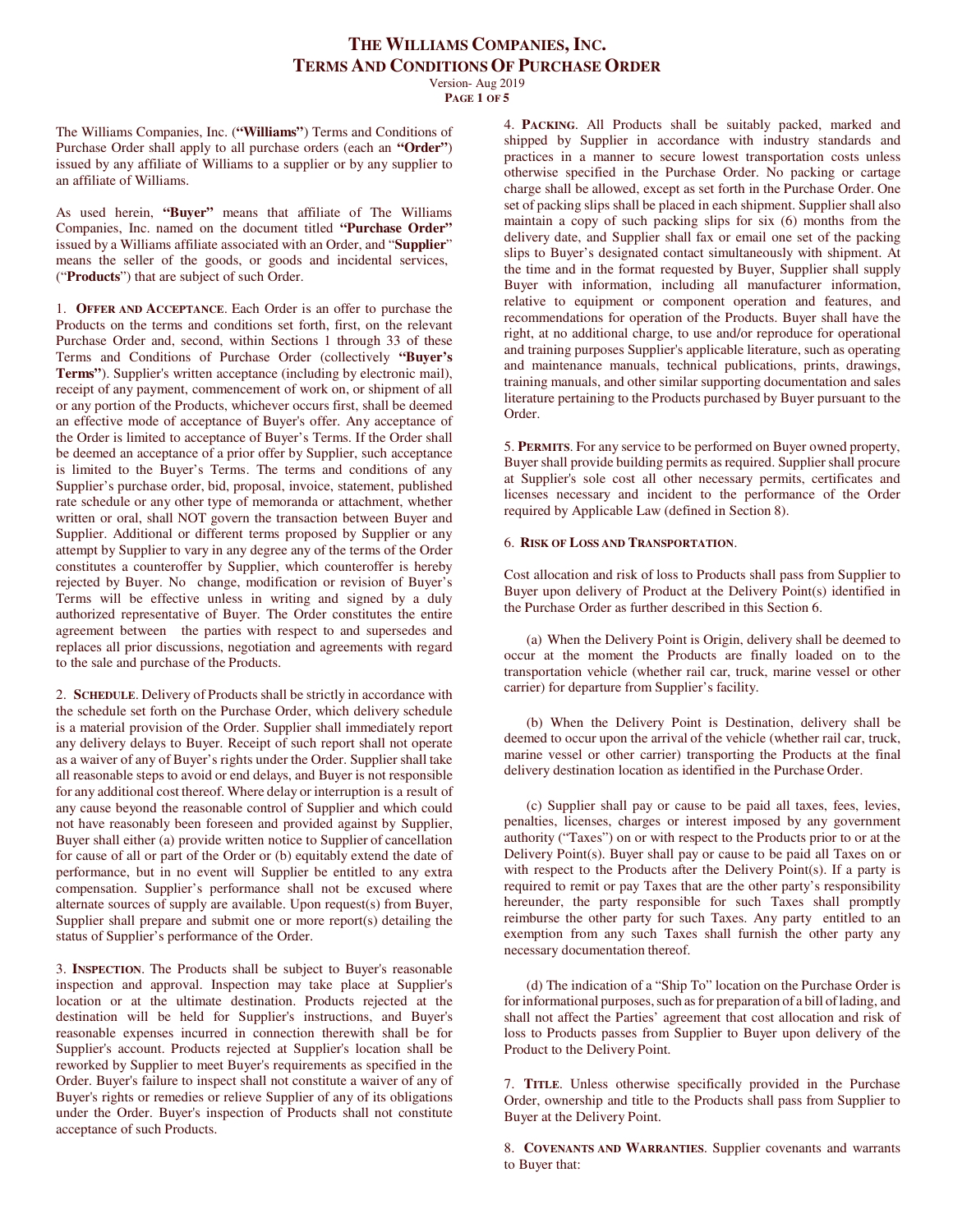# The Williams Companies, Inc.
# Terms And Conditions Of Purchase Order

Version- Aug 2019

The Williams Companies, Inc. (**"Williams"**) Terms and Conditions of Purchase Order shall apply to all purchase orders (each an **"Order"**) issued by any affiliate of Williams to a supplier or by any supplier to an affiliate of Williams.

As used herein, **"Buyer"** means that affiliate of The Williams Companies, Inc. named on the document titled **"Purchase Order"** issued by a Williams affiliate associated with an Order, and "**Supplier**" means the seller of the goods, or goods and incidental services, ("**Products**") that are subject of such Order.

1. **Offer and Acceptance**. Each Order is an offer to purchase the Products on the terms and conditions set forth, first, on the relevant Purchase Order and, second, within Sections 1 through 33 of these Terms and Conditions of Purchase Order (collectively **"Buyer's Terms"**). Supplier's written acceptance (including by electronic mail), receipt of any payment, commencement of work on, or shipment of all or any portion of the Products, whichever occurs first, shall be deemed an effective mode of acceptance of Buyer's offer. Any acceptance of the Order is limited to acceptance of Buyer's Terms. If the Order shall be deemed an acceptance of a prior offer by Supplier, such acceptance is limited to the Buyer's Terms. The terms and conditions of any Supplier's purchase order, bid, proposal, invoice, statement, published rate schedule or any other type of memoranda or attachment, whether written or oral, shall NOT govern the transaction between Buyer and Supplier. Additional or different terms proposed by Supplier or any attempt by Supplier to vary in any degree any of the terms of the Order constitutes a counteroffer by Supplier, which counteroffer is hereby rejected by Buyer. No change, modification or revision of Buyer's Terms will be effective unless in writing and signed by a duly authorized representative of Buyer. The Order constitutes the entire agreement between the parties with respect to and supersedes and replaces all prior discussions, negotiation and agreements with regard to the sale and purchase of the Products.

2. **Schedule**. Delivery of Products shall be strictly in accordance with the schedule set forth on the Purchase Order, which delivery schedule is a material provision of the Order. Supplier shall immediately report any delivery delays to Buyer. Receipt of such report shall not operate as a waiver of any of Buyer's rights under the Order. Supplier shall take all reasonable steps to avoid or end delays, and Buyer is not responsible for any additional cost thereof. Where delay or interruption is a result of any cause beyond the reasonable control of Supplier and which could not have reasonably been foreseen and provided against by Supplier, Buyer shall either (a) provide written notice to Supplier of cancellation for cause of all or part of the Order or (b) equitably extend the date of performance, but in no event will Supplier be entitled to any extra compensation. Supplier's performance shall not be excused where alternate sources of supply are available. Upon request(s) from Buyer, Supplier shall prepare and submit one or more report(s) detailing the status of Supplier's performance of the Order.

3. **Inspection**. The Products shall be subject to Buyer's reasonable inspection and approval. Inspection may take place at Supplier's location or at the ultimate destination. Products rejected at the destination will be held for Supplier's instructions, and Buyer's reasonable expenses incurred in connection therewith shall be for Supplier's account. Products rejected at Supplier's location shall be reworked by Supplier to meet Buyer's requirements as specified in the Order. Buyer's failure to inspect shall not constitute a waiver of any of Buyer's rights or remedies or relieve Supplier of any of its obligations under the Order. Buyer's inspection of Products shall not constitute acceptance of such Products.

4. **Packing**. All Products shall be suitably packed, marked and shipped by Supplier in accordance with industry standards and practices in a manner to secure lowest transportation costs unless otherwise specified in the Purchase Order. No packing or cartage charge shall be allowed, except as set forth in the Purchase Order. One set of packing slips shall be placed in each shipment. Supplier shall also maintain a copy of such packing slips for six (6) months from the delivery date, and Supplier shall fax or email one set of the packing slips to Buyer's designated contact simultaneously with shipment. At the time and in the format requested by Buyer, Supplier shall supply Buyer with information, including all manufacturer information, relative to equipment or component operation and features, and recommendations for operation of the Products. Buyer shall have the right, at no additional charge, to use and/or reproduce for operational and training purposes Supplier's applicable literature, such as operating and maintenance manuals, technical publications, prints, drawings, training manuals, and other similar supporting documentation and sales literature pertaining to the Products purchased by Buyer pursuant to the Order.

5. **Permits**. For any service to be performed on Buyer owned property, Buyer shall provide building permits as required. Supplier shall procure at Supplier's sole cost all other necessary permits, certificates and licenses necessary and incident to the performance of the Order required by Applicable Law (defined in Section 8).

6. **Risk of Loss and Transportation**.

Cost allocation and risk of loss to Products shall pass from Supplier to Buyer upon delivery of Product at the Delivery Point(s) identified in the Purchase Order as further described in this Section 6.

(a) When the Delivery Point is Origin, delivery shall be deemed to occur at the moment the Products are finally loaded on to the transportation vehicle (whether rail car, truck, marine vessel or other carrier) for departure from Supplier's facility.

(b) When the Delivery Point is Destination, delivery shall be deemed to occur upon the arrival of the vehicle (whether rail car, truck, marine vessel or other carrier) transporting the Products at the final delivery destination location as identified in the Purchase Order.

(c) Supplier shall pay or cause to be paid all taxes, fees, levies, penalties, licenses, charges or interest imposed by any government authority ("Taxes") on or with respect to the Products prior to or at the Delivery Point(s). Buyer shall pay or cause to be paid all Taxes on or with respect to the Products after the Delivery Point(s). If a party is required to remit or pay Taxes that are the other party's responsibility hereunder, the party responsible for such Taxes shall promptly reimburse the other party for such Taxes. Any party entitled to an exemption from any such Taxes shall furnish the other party any necessary documentation thereof.

(d) The indication of a "Ship To" location on the Purchase Order is for informational purposes, such as for preparation of a bill of lading, and shall not affect the Parties' agreement that cost allocation and risk of loss to Products passes from Supplier to Buyer upon delivery of the Product to the Delivery Point.

7. **Title**. Unless otherwise specifically provided in the Purchase Order, ownership and title to the Products shall pass from Supplier to Buyer at the Delivery Point.

8. **Covenants and Warranties**. Supplier covenants and warrants to Buyer that: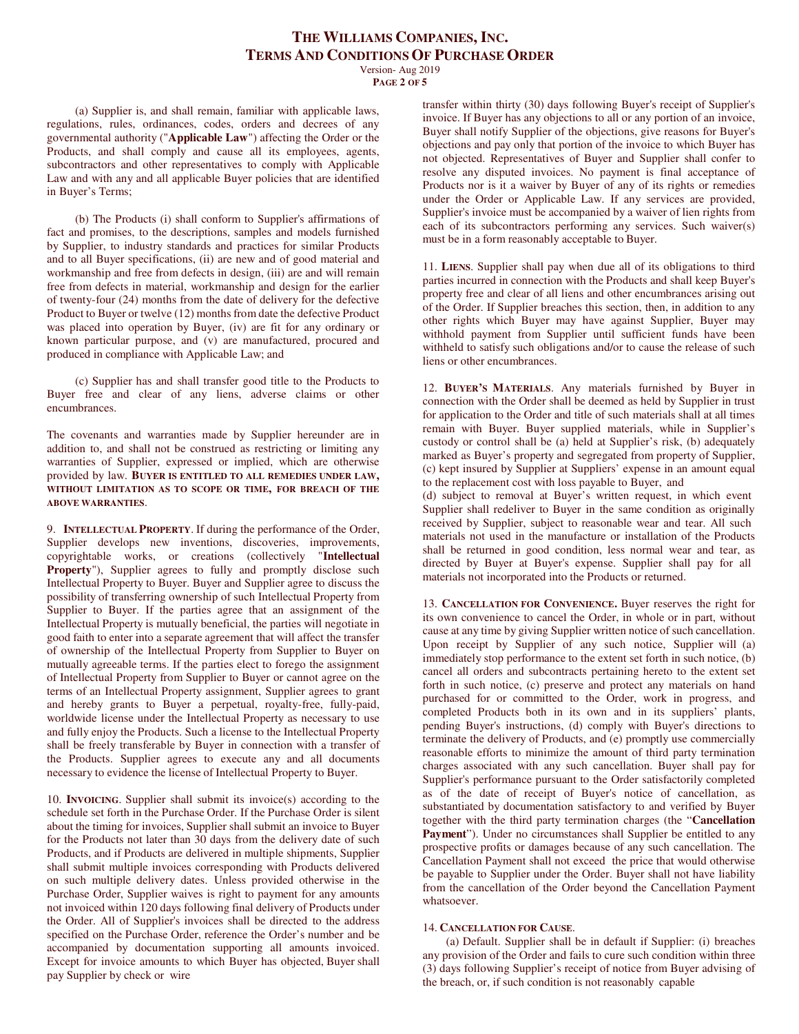(a) Supplier is, and shall remain, familiar with applicable laws, regulations, rules, ordinances, codes, orders and decrees of any governmental authority ("**Applicable Law**") affecting the Order or the Products, and shall comply and cause all its employees, agents, subcontractors and other representatives to comply with Applicable Law and with any and all applicable Buyer policies that are identified in Buyer's Terms;

(b) The Products (i) shall conform to Supplier's affirmations of fact and promises, to the descriptions, samples and models furnished by Supplier, to industry standards and practices for similar Products and to all Buyer specifications, (ii) are new and of good material and workmanship and free from defects in design, (iii) are and will remain free from defects in material, workmanship and design for the earlier of twenty-four (24) months from the date of delivery for the defective Product to Buyer or twelve (12) months from date the defective Product was placed into operation by Buyer, (iv) are fit for any ordinary or known particular purpose, and (v) are manufactured, procured and produced in compliance with Applicable Law; and

(c) Supplier has and shall transfer good title to the Products to Buyer free and clear of any liens, adverse claims or other encumbrances.

The covenants and warranties made by Supplier hereunder are in addition to, and shall not be construed as restricting or limiting any warranties of Supplier, expressed or implied, which are otherwise provided by law. **BUYER IS ENTITLED TO ALL REMEDIES UNDER LAW, WITHOUT LIMITATION AS TO SCOPE OR TIME, FOR BREACH OF THE ABOVE WARRANTIES**.

9. **INTELLECTUAL PROPERTY**. If during the performance of the Order, Supplier develops new inventions, discoveries, improvements, copyrightable works, or creations (collectively "**Intellectual Property**"), Supplier agrees to fully and promptly disclose such Intellectual Property to Buyer. Buyer and Supplier agree to discuss the possibility of transferring ownership of such Intellectual Property from Supplier to Buyer. If the parties agree that an assignment of the Intellectual Property is mutually beneficial, the parties will negotiate in good faith to enter into a separate agreement that will affect the transfer of ownership of the Intellectual Property from Supplier to Buyer on mutually agreeable terms. If the parties elect to forego the assignment of Intellectual Property from Supplier to Buyer or cannot agree on the terms of an Intellectual Property assignment, Supplier agrees to grant and hereby grants to Buyer a perpetual, royalty-free, fully-paid, worldwide license under the Intellectual Property as necessary to use and fully enjoy the Products. Such a license to the Intellectual Property shall be freely transferable by Buyer in connection with a transfer of the Products. Supplier agrees to execute any and all documents necessary to evidence the license of Intellectual Property to Buyer.

10. **INVOICING**. Supplier shall submit its invoice(s) according to the schedule set forth in the Purchase Order. If the Purchase Order is silent about the timing for invoices, Supplier shall submit an invoice to Buyer for the Products not later than 30 days from the delivery date of such Products, and if Products are delivered in multiple shipments, Supplier shall submit multiple invoices corresponding with Products delivered on such multiple delivery dates. Unless provided otherwise in the Purchase Order, Supplier waives is right to payment for any amounts not invoiced within 120 days following final delivery of Products under the Order. All of Supplier's invoices shall be directed to the address specified on the Purchase Order, reference the Order's number and be accompanied by documentation supporting all amounts invoiced. Except for invoice amounts to which Buyer has objected, Buyer shall pay Supplier by check or wire transfer within thirty (30) days following Buyer's receipt of Supplier's invoice. If Buyer has any objections to all or any portion of an invoice, Buyer shall notify Supplier of the objections, give reasons for Buyer's objections and pay only that portion of the invoice to which Buyer has not objected. Representatives of Buyer and Supplier shall confer to resolve any disputed invoices. No payment is final acceptance of Products nor is it a waiver by Buyer of any of its rights or remedies under the Order or Applicable Law. If any services are provided, Supplier's invoice must be accompanied by a waiver of lien rights from each of its subcontractors performing any services. Such waiver(s) must be in a form reasonably acceptable to Buyer.

11. **LIENS**. Supplier shall pay when due all of its obligations to third parties incurred in connection with the Products and shall keep Buyer's property free and clear of all liens and other encumbrances arising out of the Order. If Supplier breaches this section, then, in addition to any other rights which Buyer may have against Supplier, Buyer may withhold payment from Supplier until sufficient funds have been withheld to satisfy such obligations and/or to cause the release of such liens or other encumbrances.

12. **BUYER'S MATERIALS**. Any materials furnished by Buyer in connection with the Order shall be deemed as held by Supplier in trust for application to the Order and title of such materials shall at all times remain with Buyer. Buyer supplied materials, while in Supplier's custody or control shall be (a) held at Supplier's risk, (b) adequately marked as Buyer's property and segregated from property of Supplier, (c) kept insured by Supplier at Suppliers' expense in an amount equal to the replacement cost with loss payable to Buyer, and
(d) subject to removal at Buyer's written request, in which event Supplier shall redeliver to Buyer in the same condition as originally received by Supplier, subject to reasonable wear and tear. All such materials not used in the manufacture or installation of the Products shall be returned in good condition, less normal wear and tear, as directed by Buyer at Buyer's expense. Supplier shall pay for all materials not incorporated into the Products or returned.

13. **CANCELLATION FOR CONVENIENCE.** Buyer reserves the right for its own convenience to cancel the Order, in whole or in part, without cause at any time by giving Supplier written notice of such cancellation. Upon receipt by Supplier of any such notice, Supplier will (a) immediately stop performance to the extent set forth in such notice, (b) cancel all orders and subcontracts pertaining hereto to the extent set forth in such notice, (c) preserve and protect any materials on hand purchased for or committed to the Order, work in progress, and completed Products both in its own and in its suppliers' plants, pending Buyer's instructions, (d) comply with Buyer's directions to terminate the delivery of Products, and (e) promptly use commercially reasonable efforts to minimize the amount of third party termination charges associated with any such cancellation. Buyer shall pay for Supplier's performance pursuant to the Order satisfactorily completed as of the date of receipt of Buyer's notice of cancellation, as substantiated by documentation satisfactory to and verified by Buyer together with the third party termination charges (the "**Cancellation Payment**"). Under no circumstances shall Supplier be entitled to any prospective profits or damages because of any such cancellation. The Cancellation Payment shall not exceed the price that would otherwise be payable to Supplier under the Order. Buyer shall not have liability from the cancellation of the Order beyond the Cancellation Payment whatsoever.

14. **CANCELLATION FOR CAUSE**.

(a) Default. Supplier shall be in default if Supplier: (i) breaches any provision of the Order and fails to cure such condition within three (3) days following Supplier's receipt of notice from Buyer advising of the breach, or, if such condition is not reasonably capable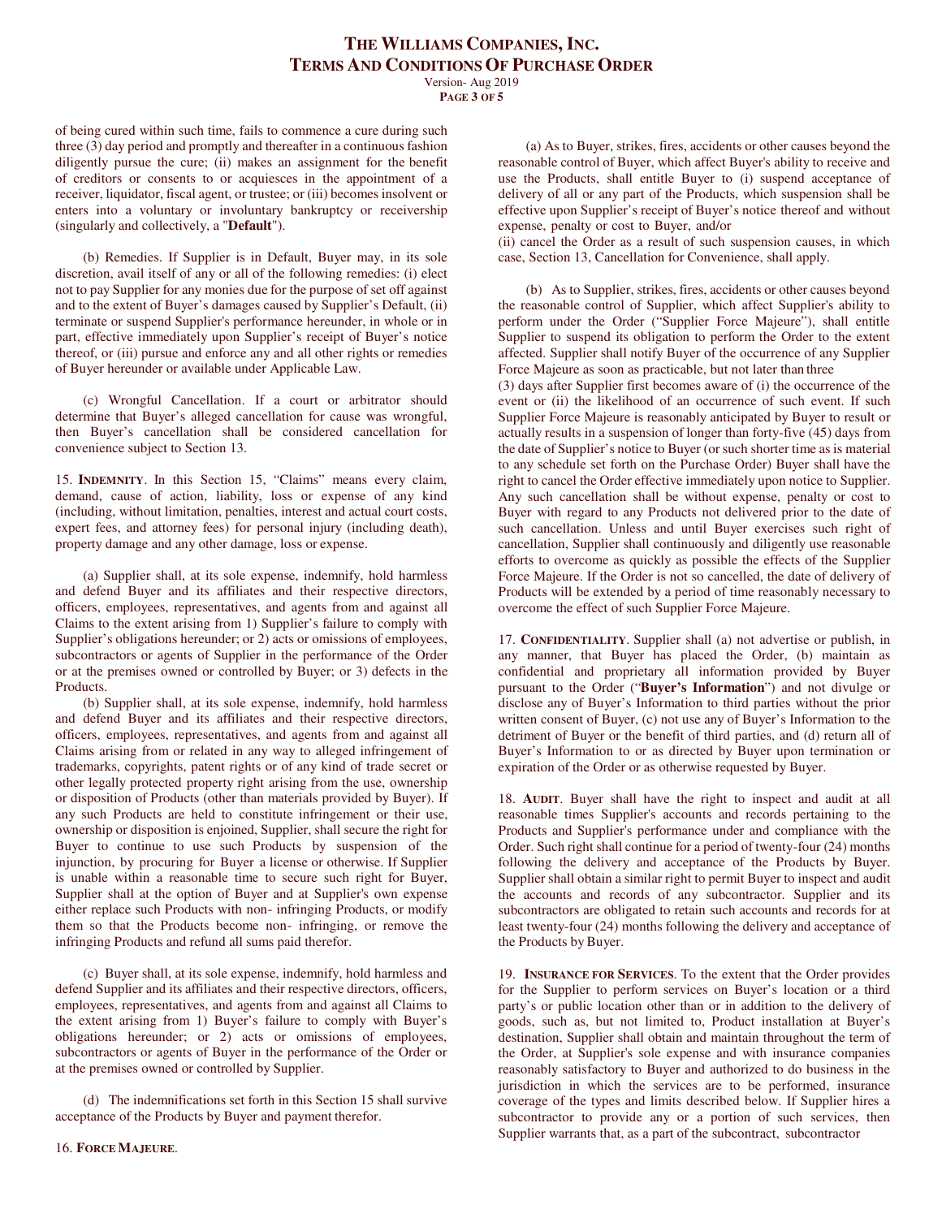of being cured within such time, fails to commence a cure during such three (3) day period and promptly and thereafter in a continuous fashion diligently pursue the cure; (ii) makes an assignment for the benefit of creditors or consents to or acquiesces in the appointment of a receiver, liquidator, fiscal agent, or trustee; or (iii) becomes insolvent or enters into a voluntary or involuntary bankruptcy or receivership (singularly and collectively, a "**Default**").

(b) Remedies. If Supplier is in Default, Buyer may, in its sole discretion, avail itself of any or all of the following remedies: (i) elect not to pay Supplier for any monies due for the purpose of set off against and to the extent of Buyer's damages caused by Supplier's Default, (ii) terminate or suspend Supplier's performance hereunder, in whole or in part, effective immediately upon Supplier's receipt of Buyer's notice thereof, or (iii) pursue and enforce any and all other rights or remedies of Buyer hereunder or available under Applicable Law.

(c) Wrongful Cancellation. If a court or arbitrator should determine that Buyer's alleged cancellation for cause was wrongful, then Buyer's cancellation shall be considered cancellation for convenience subject to Section 13.

15. **INDEMNITY**. In this Section 15, "Claims" means every claim, demand, cause of action, liability, loss or expense of any kind (including, without limitation, penalties, interest and actual court costs, expert fees, and attorney fees) for personal injury (including death), property damage and any other damage, loss or expense.

(a) Supplier shall, at its sole expense, indemnify, hold harmless and defend Buyer and its affiliates and their respective directors, officers, employees, representatives, and agents from and against all Claims to the extent arising from 1) Supplier's failure to comply with Supplier's obligations hereunder; or 2) acts or omissions of employees, subcontractors or agents of Supplier in the performance of the Order or at the premises owned or controlled by Buyer; or 3) defects in the Products.

(b) Supplier shall, at its sole expense, indemnify, hold harmless and defend Buyer and its affiliates and their respective directors, officers, employees, representatives, and agents from and against all Claims arising from or related in any way to alleged infringement of trademarks, copyrights, patent rights or of any kind of trade secret or other legally protected property right arising from the use, ownership or disposition of Products (other than materials provided by Buyer). If any such Products are held to constitute infringement or their use, ownership or disposition is enjoined, Supplier, shall secure the right for Buyer to continue to use such Products by suspension of the injunction, by procuring for Buyer a license or otherwise. If Supplier is unable within a reasonable time to secure such right for Buyer, Supplier shall at the option of Buyer and at Supplier's own expense either replace such Products with non- infringing Products, or modify them so that the Products become non- infringing, or remove the infringing Products and refund all sums paid therefor.

(c) Buyer shall, at its sole expense, indemnify, hold harmless and defend Supplier and its affiliates and their respective directors, officers, employees, representatives, and agents from and against all Claims to the extent arising from 1) Buyer's failure to comply with Buyer's obligations hereunder; or 2) acts or omissions of employees, subcontractors or agents of Buyer in the performance of the Order or at the premises owned or controlled by Supplier.

(d) The indemnifications set forth in this Section 15 shall survive acceptance of the Products by Buyer and payment therefor.

16. **FORCE MAJEURE**.

(a) As to Buyer, strikes, fires, accidents or other causes beyond the reasonable control of Buyer, which affect Buyer's ability to receive and use the Products, shall entitle Buyer to (i) suspend acceptance of delivery of all or any part of the Products, which suspension shall be effective upon Supplier's receipt of Buyer's notice thereof and without expense, penalty or cost to Buyer, and/or

(ii) cancel the Order as a result of such suspension causes, in which case, Section 13, Cancellation for Convenience, shall apply.

(b) As to Supplier, strikes, fires, accidents or other causes beyond the reasonable control of Supplier, which affect Supplier's ability to perform under the Order ("Supplier Force Majeure"), shall entitle Supplier to suspend its obligation to perform the Order to the extent affected. Supplier shall notify Buyer of the occurrence of any Supplier Force Majeure as soon as practicable, but not later than three (3) days after Supplier first becomes aware of (i) the occurrence of the event or (ii) the likelihood of an occurrence of such event. If such Supplier Force Majeure is reasonably anticipated by Buyer to result or actually results in a suspension of longer than forty-five (45) days from the date of Supplier's notice to Buyer (or such shorter time as is material to any schedule set forth on the Purchase Order) Buyer shall have the right to cancel the Order effective immediately upon notice to Supplier. Any such cancellation shall be without expense, penalty or cost to Buyer with regard to any Products not delivered prior to the date of such cancellation. Unless and until Buyer exercises such right of cancellation, Supplier shall continuously and diligently use reasonable efforts to overcome as quickly as possible the effects of the Supplier Force Majeure. If the Order is not so cancelled, the date of delivery of Products will be extended by a period of time reasonably necessary to overcome the effect of such Supplier Force Majeure.

17. **CONFIDENTIALITY**. Supplier shall (a) not advertise or publish, in any manner, that Buyer has placed the Order, (b) maintain as confidential and proprietary all information provided by Buyer pursuant to the Order ("**Buyer's Information**") and not divulge or disclose any of Buyer's Information to third parties without the prior written consent of Buyer, (c) not use any of Buyer's Information to the detriment of Buyer or the benefit of third parties, and (d) return all of Buyer's Information to or as directed by Buyer upon termination or expiration of the Order or as otherwise requested by Buyer.

18. **AUDIT**. Buyer shall have the right to inspect and audit at all reasonable times Supplier's accounts and records pertaining to the Products and Supplier's performance under and compliance with the Order. Such right shall continue for a period of twenty-four (24) months following the delivery and acceptance of the Products by Buyer. Supplier shall obtain a similar right to permit Buyer to inspect and audit the accounts and records of any subcontractor. Supplier and its subcontractors are obligated to retain such accounts and records for at least twenty-four (24) months following the delivery and acceptance of the Products by Buyer.

19. **INSURANCE FOR SERVICES**. To the extent that the Order provides for the Supplier to perform services on Buyer's location or a third party's or public location other than or in addition to the delivery of goods, such as, but not limited to, Product installation at Buyer's destination, Supplier shall obtain and maintain throughout the term of the Order, at Supplier's sole expense and with insurance companies reasonably satisfactory to Buyer and authorized to do business in the jurisdiction in which the services are to be performed, insurance coverage of the types and limits described below. If Supplier hires a subcontractor to provide any or a portion of such services, then Supplier warrants that, as a part of the subcontract, subcontractor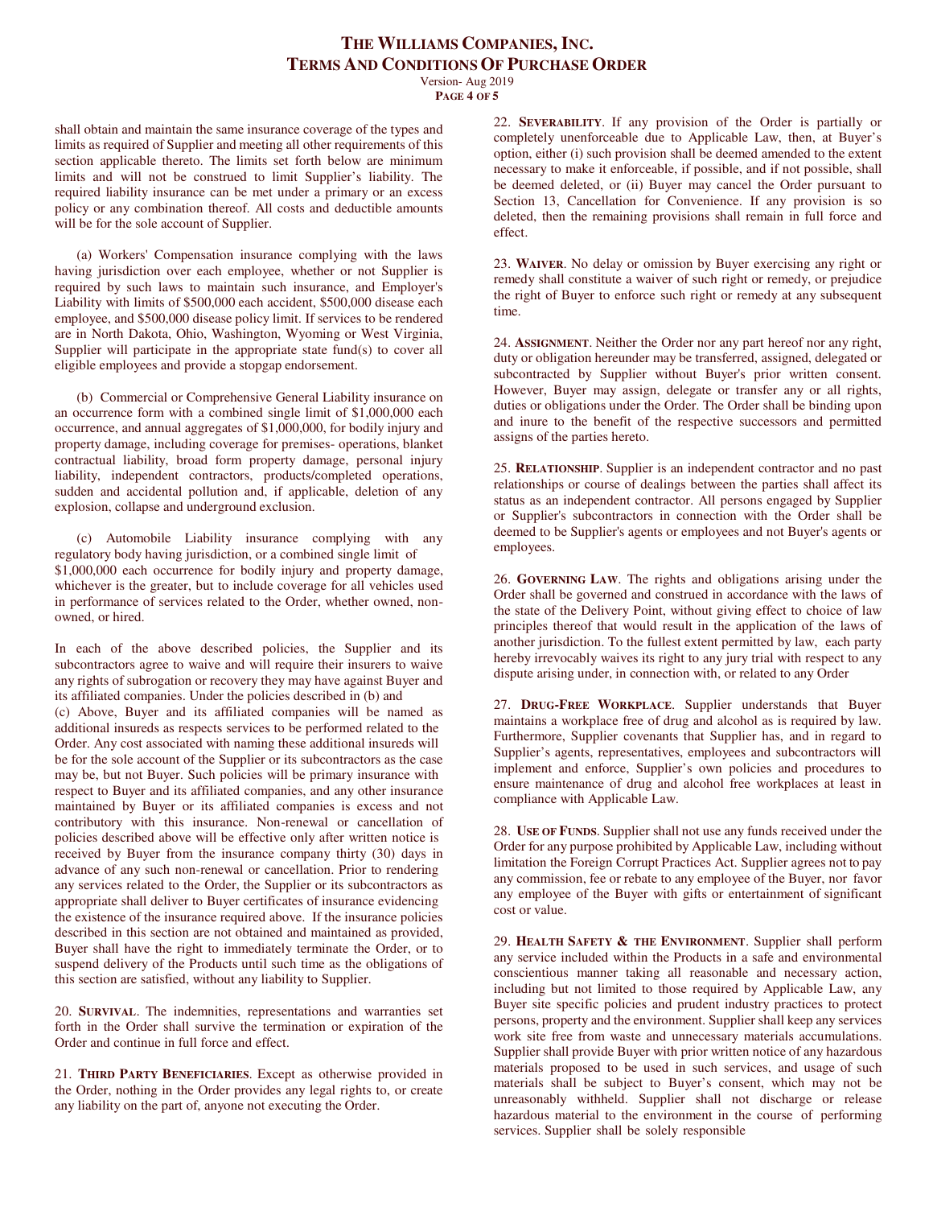shall obtain and maintain the same insurance coverage of the types and limits as required of Supplier and meeting all other requirements of this section applicable thereto. The limits set forth below are minimum limits and will not be construed to limit Supplier's liability. The required liability insurance can be met under a primary or an excess policy or any combination thereof. All costs and deductible amounts will be for the sole account of Supplier.

(a) Workers' Compensation insurance complying with the laws having jurisdiction over each employee, whether or not Supplier is required by such laws to maintain such insurance, and Employer's Liability with limits of $500,000 each accident, $500,000 disease each employee, and $500,000 disease policy limit. If services to be rendered are in North Dakota, Ohio, Washington, Wyoming or West Virginia, Supplier will participate in the appropriate state fund(s) to cover all eligible employees and provide a stopgap endorsement.

(b) Commercial or Comprehensive General Liability insurance on an occurrence form with a combined single limit of $1,000,000 each occurrence, and annual aggregates of $1,000,000, for bodily injury and property damage, including coverage for premises- operations, blanket contractual liability, broad form property damage, personal injury liability, independent contractors, products/completed operations, sudden and accidental pollution and, if applicable, deletion of any explosion, collapse and underground exclusion.

(c) Automobile Liability insurance complying with any regulatory body having jurisdiction, or a combined single limit of $1,000,000 each occurrence for bodily injury and property damage, whichever is the greater, but to include coverage for all vehicles used in performance of services related to the Order, whether owned, non-owned, or hired.

In each of the above described policies, the Supplier and its subcontractors agree to waive and will require their insurers to waive any rights of subrogation or recovery they may have against Buyer and its affiliated companies. Under the policies described in (b) and (c) Above, Buyer and its affiliated companies will be named as additional insureds as respects services to be performed related to the Order. Any cost associated with naming these additional insureds will be for the sole account of the Supplier or its subcontractors as the case may be, but not Buyer. Such policies will be primary insurance with respect to Buyer and its affiliated companies, and any other insurance maintained by Buyer or its affiliated companies is excess and not contributory with this insurance. Non-renewal or cancellation of policies described above will be effective only after written notice is received by Buyer from the insurance company thirty (30) days in advance of any such non-renewal or cancellation. Prior to rendering any services related to the Order, the Supplier or its subcontractors as appropriate shall deliver to Buyer certificates of insurance evidencing the existence of the insurance required above. If the insurance policies described in this section are not obtained and maintained as provided, Buyer shall have the right to immediately terminate the Order, or to suspend delivery of the Products until such time as the obligations of this section are satisfied, without any liability to Supplier.

20. **SURVIVAL**. The indemnities, representations and warranties set forth in the Order shall survive the termination or expiration of the Order and continue in full force and effect.

21. **THIRD PARTY BENEFICIARIES**. Except as otherwise provided in the Order, nothing in the Order provides any legal rights to, or create any liability on the part of, anyone not executing the Order.

22. **SEVERABILITY**. If any provision of the Order is partially or completely unenforceable due to Applicable Law, then, at Buyer's option, either (i) such provision shall be deemed amended to the extent necessary to make it enforceable, if possible, and if not possible, shall be deemed deleted, or (ii) Buyer may cancel the Order pursuant to Section 13, Cancellation for Convenience. If any provision is so deleted, then the remaining provisions shall remain in full force and effect.

23. **WAIVER**. No delay or omission by Buyer exercising any right or remedy shall constitute a waiver of such right or remedy, or prejudice the right of Buyer to enforce such right or remedy at any subsequent time.

24. **ASSIGNMENT**. Neither the Order nor any part hereof nor any right, duty or obligation hereunder may be transferred, assigned, delegated or subcontracted by Supplier without Buyer's prior written consent. However, Buyer may assign, delegate or transfer any or all rights, duties or obligations under the Order. The Order shall be binding upon and inure to the benefit of the respective successors and permitted assigns of the parties hereto.

25. **RELATIONSHIP**. Supplier is an independent contractor and no past relationships or course of dealings between the parties shall affect its status as an independent contractor. All persons engaged by Supplier or Supplier's subcontractors in connection with the Order shall be deemed to be Supplier's agents or employees and not Buyer's agents or employees.

26. **GOVERNING LAW**. The rights and obligations arising under the Order shall be governed and construed in accordance with the laws of the state of the Delivery Point, without giving effect to choice of law principles thereof that would result in the application of the laws of another jurisdiction. To the fullest extent permitted by law, each party hereby irrevocably waives its right to any jury trial with respect to any dispute arising under, in connection with, or related to any Order

27. **DRUG-FREE WORKPLACE**. Supplier understands that Buyer maintains a workplace free of drug and alcohol as is required by law. Furthermore, Supplier covenants that Supplier has, and in regard to Supplier's agents, representatives, employees and subcontractors will implement and enforce, Supplier's own policies and procedures to ensure maintenance of drug and alcohol free workplaces at least in compliance with Applicable Law.

28. **USE OF FUNDS**. Supplier shall not use any funds received under the Order for any purpose prohibited by Applicable Law, including without limitation the Foreign Corrupt Practices Act. Supplier agrees not to pay any commission, fee or rebate to any employee of the Buyer, nor favor any employee of the Buyer with gifts or entertainment of significant cost or value.

29. **HEALTH SAFETY & THE ENVIRONMENT**. Supplier shall perform any service included within the Products in a safe and environmental conscientious manner taking all reasonable and necessary action, including but not limited to those required by Applicable Law, any Buyer site specific policies and prudent industry practices to protect persons, property and the environment. Supplier shall keep any services work site free from waste and unnecessary materials accumulations. Supplier shall provide Buyer with prior written notice of any hazardous materials proposed to be used in such services, and usage of such materials shall be subject to Buyer's consent, which may not be unreasonably withheld. Supplier shall not discharge or release hazardous material to the environment in the course of performing services. Supplier shall be solely responsible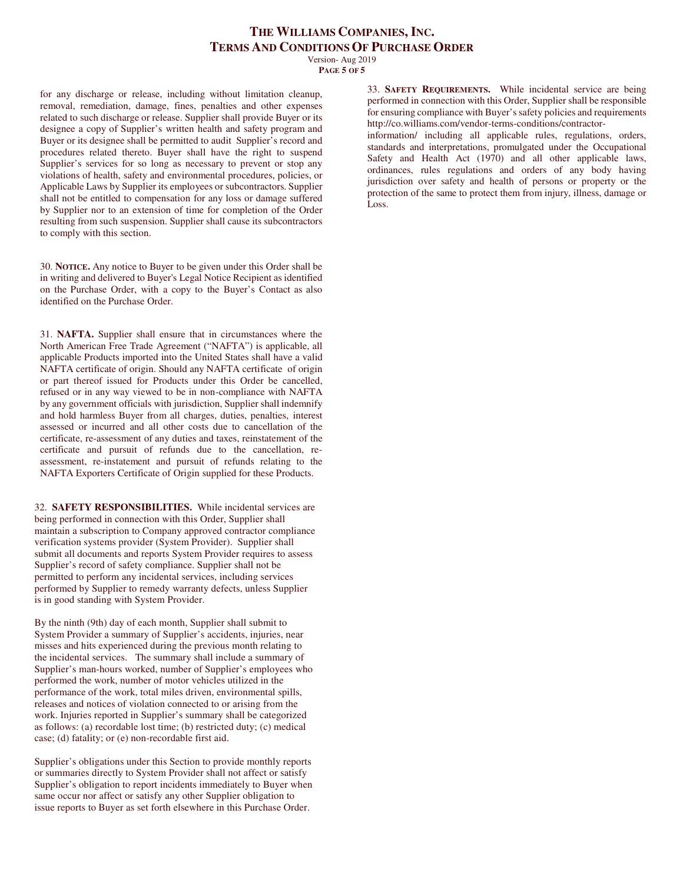for any discharge or release, including without limitation cleanup, removal, remediation, damage, fines, penalties and other expenses related to such discharge or release. Supplier shall provide Buyer or its designee a copy of Supplier's written health and safety program and Buyer or its designee shall be permitted to audit Supplier's record and procedures related thereto. Buyer shall have the right to suspend Supplier's services for so long as necessary to prevent or stop any violations of health, safety and environmental procedures, policies, or Applicable Laws by Supplier its employees or subcontractors. Supplier shall not be entitled to compensation for any loss or damage suffered by Supplier nor to an extension of time for completion of the Order resulting from such suspension. Supplier shall cause its subcontractors to comply with this section.

30. **NOTICE.** Any notice to Buyer to be given under this Order shall be in writing and delivered to Buyer's Legal Notice Recipient as identified on the Purchase Order, with a copy to the Buyer's Contact as also identified on the Purchase Order.

31. **NAFTA.** Supplier shall ensure that in circumstances where the North American Free Trade Agreement ("NAFTA") is applicable, all applicable Products imported into the United States shall have a valid NAFTA certificate of origin. Should any NAFTA certificate of origin or part thereof issued for Products under this Order be cancelled, refused or in any way viewed to be in non-compliance with NAFTA by any government officials with jurisdiction, Supplier shall indemnify and hold harmless Buyer from all charges, duties, penalties, interest assessed or incurred and all other costs due to cancellation of the certificate, re-assessment of any duties and taxes, reinstatement of the certificate and pursuit of refunds due to the cancellation, re-assessment, re-instatement and pursuit of refunds relating to the NAFTA Exporters Certificate of Origin supplied for these Products.

32. **SAFETY RESPONSIBILITIES.** While incidental services are being performed in connection with this Order, Supplier shall maintain a subscription to Company approved contractor compliance verification systems provider (System Provider). Supplier shall submit all documents and reports System Provider requires to assess Supplier's record of safety compliance. Supplier shall not be permitted to perform any incidental services, including services performed by Supplier to remedy warranty defects, unless Supplier is in good standing with System Provider.

By the ninth (9th) day of each month, Supplier shall submit to System Provider a summary of Supplier's accidents, injuries, near misses and hits experienced during the previous month relating to the incidental services. The summary shall include a summary of Supplier's man-hours worked, number of Supplier's employees who performed the work, number of motor vehicles utilized in the performance of the work, total miles driven, environmental spills, releases and notices of violation connected to or arising from the work. Injuries reported in Supplier's summary shall be categorized as follows: (a) recordable lost time; (b) restricted duty; (c) medical case; (d) fatality; or (e) non-recordable first aid.

Supplier's obligations under this Section to provide monthly reports or summaries directly to System Provider shall not affect or satisfy Supplier's obligation to report incidents immediately to Buyer when same occur nor affect or satisfy any other Supplier obligation to issue reports to Buyer as set forth elsewhere in this Purchase Order.

33. **SAFETY REQUIREMENTS.** While incidental service are being performed in connection with this Order, Supplier shall be responsible for ensuring compliance with Buyer's safety policies and requirements http://co.williams.com/vendor-terms-conditions/contractor-information/ including all applicable rules, regulations, orders, standards and interpretations, promulgated under the Occupational Safety and Health Act (1970) and all other applicable laws, ordinances, rules regulations and orders of any body having jurisdiction over safety and health of persons or property or the protection of the same to protect them from injury, illness, damage or Loss.